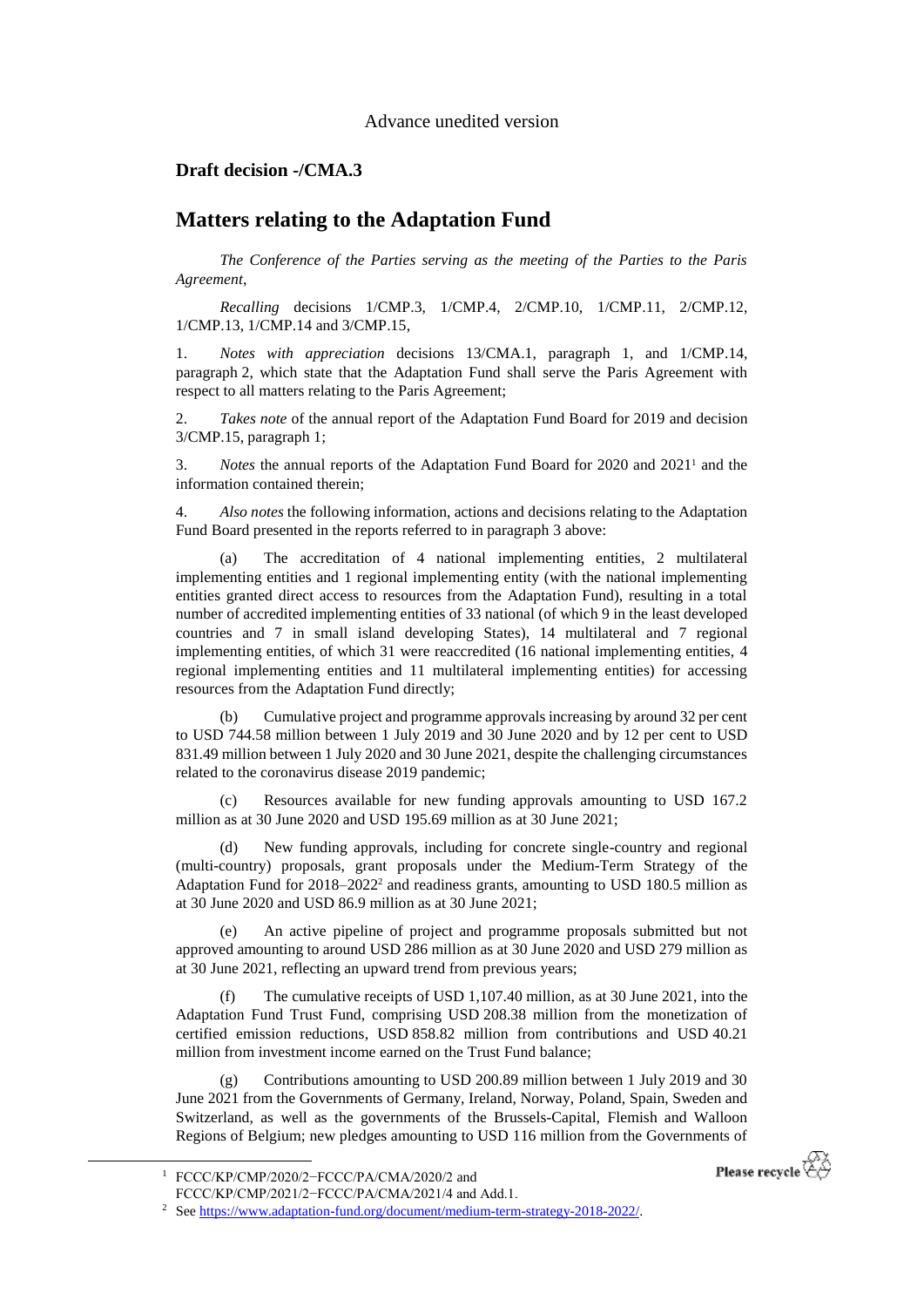Advance unedited version

## Draft decision -/CMA.3

# Matters relating to the Adaptation Fund

*The Conference of the Parties serving as the meeting of the Parties to the Paris Agreement*,

*Recalling* decisions 1/CMP.3, 1/CMP.4, 2/CMP.10, 1/CMP.11, 2/CMP.12, 1/CMP.13, 1/CMP.14 and 3/CMP.15,

1. *Notes with appreciation* decisions 13/CMA.1, paragraph 1, and 1/CMP.14, paragraph 2, which state that the Adaptation Fund shall serve the Paris Agreement with respect to all matters relating to the Paris Agreement;

2. *Takes note* of the annual report of the Adaptation Fund Board for 2019 and decision 3/CMP.15, paragraph 1;

3. *Notes* the annual reports of the Adaptation Fund Board for 2020 and 2021[1] and the information contained therein;

4. *Also notes* the following information, actions and decisions relating to the Adaptation Fund Board presented in the reports referred to in paragraph 3 above:

(a) The accreditation of 4 national implementing entities, 2 multilateral implementing entities and 1 regional implementing entity (with the national implementing entities granted direct access to resources from the Adaptation Fund), resulting in a total number of accredited implementing entities of 33 national (of which 9 in the least developed countries and 7 in small island developing States), 14 multilateral and 7 regional implementing entities, of which 31 were reaccredited (16 national implementing entities, 4 regional implementing entities and 11 multilateral implementing entities) for accessing resources from the Adaptation Fund directly;

(b) Cumulative project and programme approvals increasing by around 32 per cent to USD 744.58 million between 1 July 2019 and 30 June 2020 and by 12 per cent to USD 831.49 million between 1 July 2020 and 30 June 2021, despite the challenging circumstances related to the coronavirus disease 2019 pandemic;

(c) Resources available for new funding approvals amounting to USD 167.2 million as at 30 June 2020 and USD 195.69 million as at 30 June 2021;

(d) New funding approvals, including for concrete single-country and regional (multi-country) proposals, grant proposals under the Medium-Term Strategy of the Adaptation Fund for 2018–2022[2] and readiness grants, amounting to USD 180.5 million as at 30 June 2020 and USD 86.9 million as at 30 June 2021;

(e) An active pipeline of project and programme proposals submitted but not approved amounting to around USD 286 million as at 30 June 2020 and USD 279 million as at 30 June 2021, reflecting an upward trend from previous years;

(f) The cumulative receipts of USD 1,107.40 million, as at 30 June 2021, into the Adaptation Fund Trust Fund, comprising USD 208.38 million from the monetization of certified emission reductions, USD 858.82 million from contributions and USD 40.21 million from investment income earned on the Trust Fund balance;

(g) Contributions amounting to USD 200.89 million between 1 July 2019 and 30 June 2021 from the Governments of Germany, Ireland, Norway, Poland, Spain, Sweden and Switzerland, as well as the governments of the Brussels-Capital, Flemish and Walloon Regions of Belgium; new pledges amounting to USD 116 million from the Governments of

---

[1] FCCC/KP/CMP/2020/2−FCCC/PA/CMA/2020/2 and FCCC/KP/CMP/2021/2−FCCC/PA/CMA/2021/4 and Add.1.

[2] See https://www.adaptation-fund.org/document/medium-term-strategy-2018-2022/.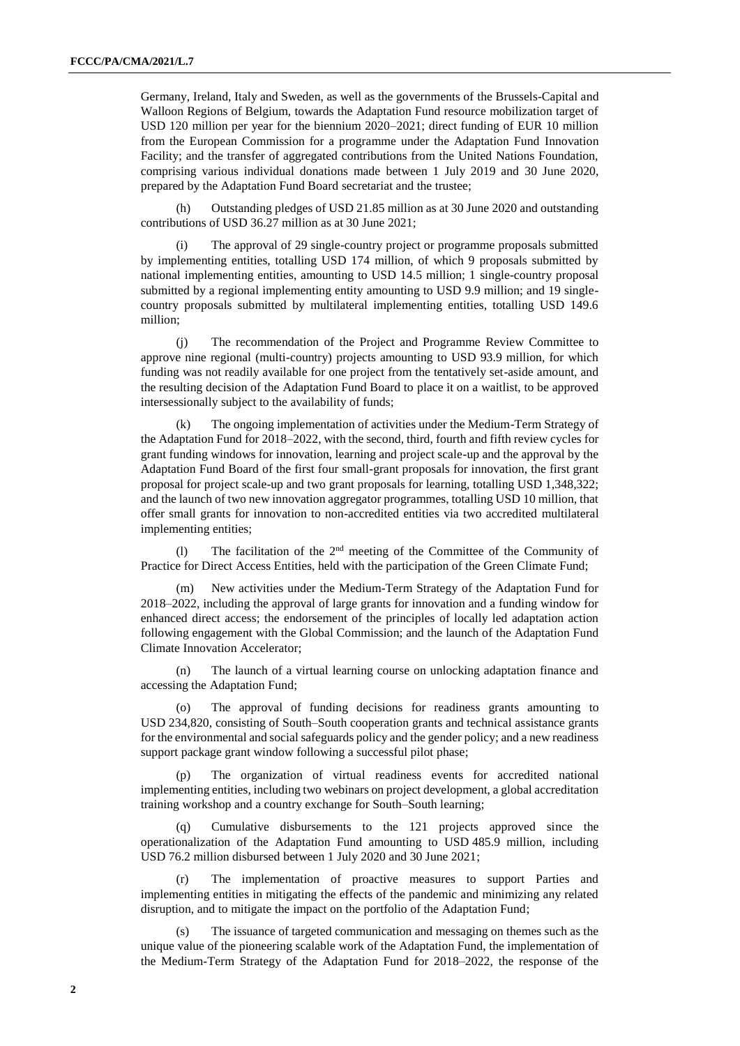Germany, Ireland, Italy and Sweden, as well as the governments of the Brussels-Capital and Walloon Regions of Belgium, towards the Adaptation Fund resource mobilization target of USD 120 million per year for the biennium 2020–2021; direct funding of EUR 10 million from the European Commission for a programme under the Adaptation Fund Innovation Facility; and the transfer of aggregated contributions from the United Nations Foundation, comprising various individual donations made between 1 July 2019 and 30 June 2020, prepared by the Adaptation Fund Board secretariat and the trustee;

(h) Outstanding pledges of USD 21.85 million as at 30 June 2020 and outstanding contributions of USD 36.27 million as at 30 June 2021;

(i) The approval of 29 single-country project or programme proposals submitted by implementing entities, totalling USD 174 million, of which 9 proposals submitted by national implementing entities, amounting to USD 14.5 million; 1 single-country proposal submitted by a regional implementing entity amounting to USD 9.9 million; and 19 single-country proposals submitted by multilateral implementing entities, totalling USD 149.6 million;

(j) The recommendation of the Project and Programme Review Committee to approve nine regional (multi-country) projects amounting to USD 93.9 million, for which funding was not readily available for one project from the tentatively set-aside amount, and the resulting decision of the Adaptation Fund Board to place it on a waitlist, to be approved intersessionally subject to the availability of funds;

(k) The ongoing implementation of activities under the Medium-Term Strategy of the Adaptation Fund for 2018–2022, with the second, third, fourth and fifth review cycles for grant funding windows for innovation, learning and project scale-up and the approval by the Adaptation Fund Board of the first four small-grant proposals for innovation, the first grant proposal for project scale-up and two grant proposals for learning, totalling USD 1,348,322; and the launch of two new innovation aggregator programmes, totalling USD 10 million, that offer small grants for innovation to non-accredited entities via two accredited multilateral implementing entities;

(l) The facilitation of the 2nd meeting of the Committee of the Community of Practice for Direct Access Entities, held with the participation of the Green Climate Fund;

(m) New activities under the Medium-Term Strategy of the Adaptation Fund for 2018–2022, including the approval of large grants for innovation and a funding window for enhanced direct access; the endorsement of the principles of locally led adaptation action following engagement with the Global Commission; and the launch of the Adaptation Fund Climate Innovation Accelerator;

(n) The launch of a virtual learning course on unlocking adaptation finance and accessing the Adaptation Fund;

(o) The approval of funding decisions for readiness grants amounting to USD 234,820, consisting of South–South cooperation grants and technical assistance grants for the environmental and social safeguards policy and the gender policy; and a new readiness support package grant window following a successful pilot phase;

(p) The organization of virtual readiness events for accredited national implementing entities, including two webinars on project development, a global accreditation training workshop and a country exchange for South–South learning;

(q) Cumulative disbursements to the 121 projects approved since the operationalization of the Adaptation Fund amounting to USD 485.9 million, including USD 76.2 million disbursed between 1 July 2020 and 30 June 2021;

(r) The implementation of proactive measures to support Parties and implementing entities in mitigating the effects of the pandemic and minimizing any related disruption, and to mitigate the impact on the portfolio of the Adaptation Fund;

(s) The issuance of targeted communication and messaging on themes such as the unique value of the pioneering scalable work of the Adaptation Fund, the implementation of the Medium-Term Strategy of the Adaptation Fund for 2018–2022, the response of the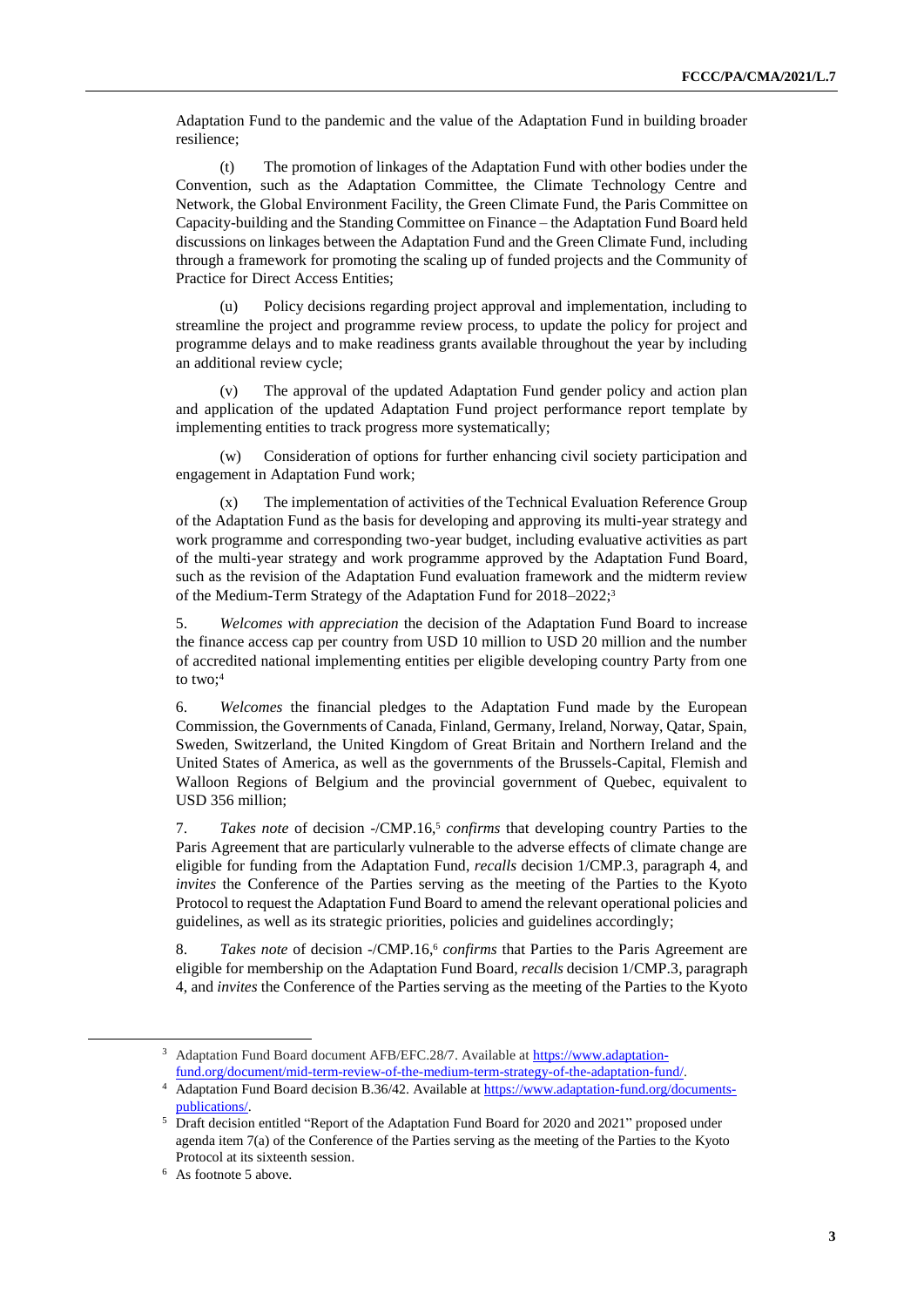Adaptation Fund to the pandemic and the value of the Adaptation Fund in building broader resilience;

(t) The promotion of linkages of the Adaptation Fund with other bodies under the Convention, such as the Adaptation Committee, the Climate Technology Centre and Network, the Global Environment Facility, the Green Climate Fund, the Paris Committee on Capacity-building and the Standing Committee on Finance – the Adaptation Fund Board held discussions on linkages between the Adaptation Fund and the Green Climate Fund, including through a framework for promoting the scaling up of funded projects and the Community of Practice for Direct Access Entities;

(u) Policy decisions regarding project approval and implementation, including to streamline the project and programme review process, to update the policy for project and programme delays and to make readiness grants available throughout the year by including an additional review cycle;

(v) The approval of the updated Adaptation Fund gender policy and action plan and application of the updated Adaptation Fund project performance report template by implementing entities to track progress more systematically;

(w) Consideration of options for further enhancing civil society participation and engagement in Adaptation Fund work;

(x) The implementation of activities of the Technical Evaluation Reference Group of the Adaptation Fund as the basis for developing and approving its multi-year strategy and work programme and corresponding two-year budget, including evaluative activities as part of the multi-year strategy and work programme approved by the Adaptation Fund Board, such as the revision of the Adaptation Fund evaluation framework and the midterm review of the Medium-Term Strategy of the Adaptation Fund for 2018–2022;[3]

5. *Welcomes with appreciation* the decision of the Adaptation Fund Board to increase the finance access cap per country from USD 10 million to USD 20 million and the number of accredited national implementing entities per eligible developing country Party from one to two;[4]

6. *Welcomes* the financial pledges to the Adaptation Fund made by the European Commission, the Governments of Canada, Finland, Germany, Ireland, Norway, Qatar, Spain, Sweden, Switzerland, the United Kingdom of Great Britain and Northern Ireland and the United States of America, as well as the governments of the Brussels-Capital, Flemish and Walloon Regions of Belgium and the provincial government of Quebec, equivalent to USD 356 million;

7. *Takes note* of decision -/CMP.16,[5] *confirms* that developing country Parties to the Paris Agreement that are particularly vulnerable to the adverse effects of climate change are eligible for funding from the Adaptation Fund, *recalls* decision 1/CMP.3, paragraph 4, and *invites* the Conference of the Parties serving as the meeting of the Parties to the Kyoto Protocol to request the Adaptation Fund Board to amend the relevant operational policies and guidelines, as well as its strategic priorities, policies and guidelines accordingly;

8. *Takes note* of decision -/CMP.16,[6] *confirms* that Parties to the Paris Agreement are eligible for membership on the Adaptation Fund Board, *recalls* decision 1/CMP.3, paragraph 4, and *invites* the Conference of the Parties serving as the meeting of the Parties to the Kyoto

---

[3] Adaptation Fund Board document AFB/EFC.28/7. Available at https://www.adaptation-fund.org/document/mid-term-review-of-the-medium-term-strategy-of-the-adaptation-fund/.

[4] Adaptation Fund Board decision B.36/42. Available at https://www.adaptation-fund.org/documents-publications/.

[5] Draft decision entitled "Report of the Adaptation Fund Board for 2020 and 2021" proposed under agenda item 7(a) of the Conference of the Parties serving as the meeting of the Parties to the Kyoto Protocol at its sixteenth session.

[6] As footnote 5 above.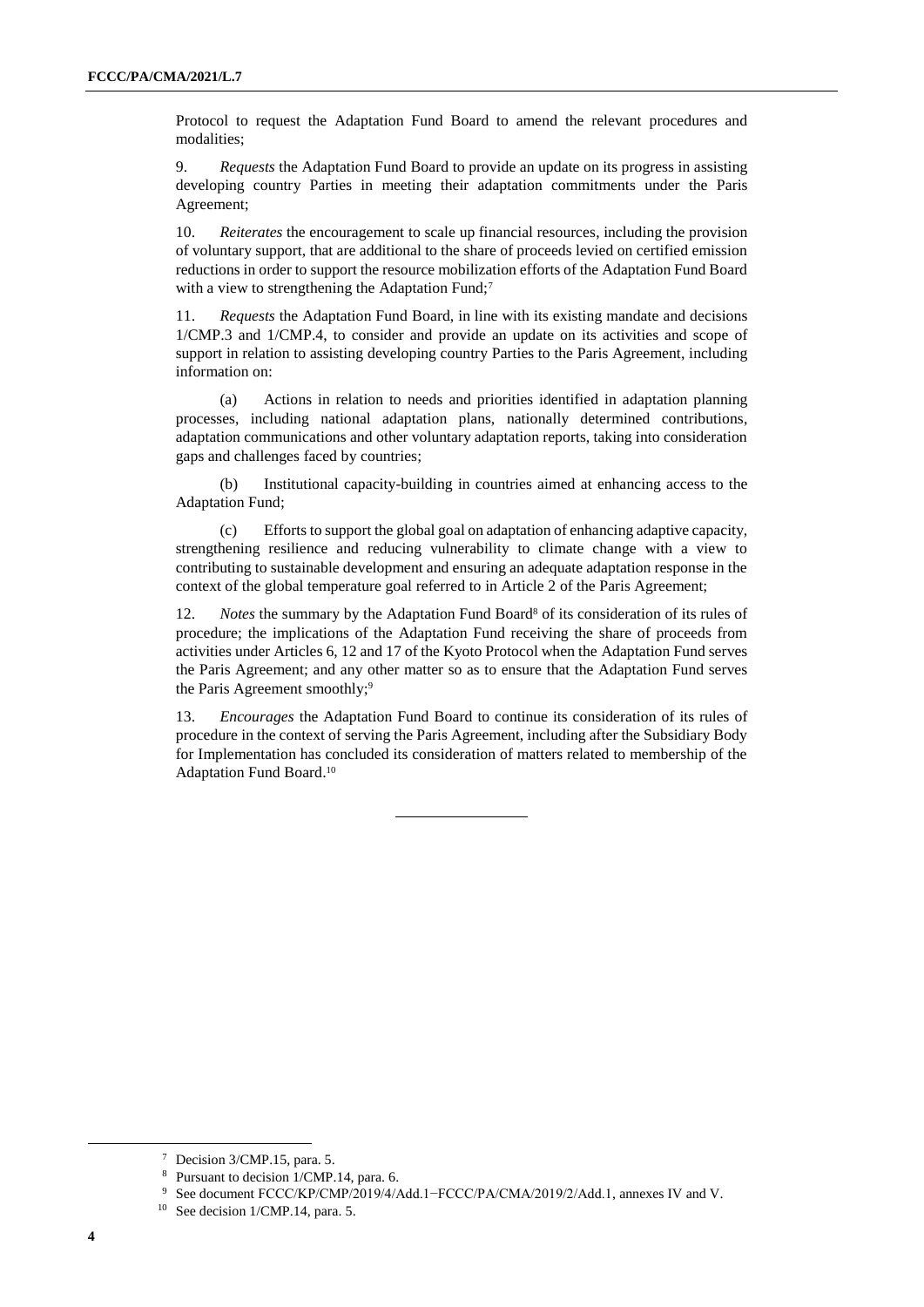Protocol to request the Adaptation Fund Board to amend the relevant procedures and modalities;

9. *Requests* the Adaptation Fund Board to provide an update on its progress in assisting developing country Parties in meeting their adaptation commitments under the Paris Agreement;

10. *Reiterates* the encouragement to scale up financial resources, including the provision of voluntary support, that are additional to the share of proceeds levied on certified emission reductions in order to support the resource mobilization efforts of the Adaptation Fund Board with a view to strengthening the Adaptation Fund;[7]

11. *Requests* the Adaptation Fund Board, in line with its existing mandate and decisions 1/CMP.3 and 1/CMP.4, to consider and provide an update on its activities and scope of support in relation to assisting developing country Parties to the Paris Agreement, including information on:

(a) Actions in relation to needs and priorities identified in adaptation planning processes, including national adaptation plans, nationally determined contributions, adaptation communications and other voluntary adaptation reports, taking into consideration gaps and challenges faced by countries;

(b) Institutional capacity-building in countries aimed at enhancing access to the Adaptation Fund;

(c) Efforts to support the global goal on adaptation of enhancing adaptive capacity, strengthening resilience and reducing vulnerability to climate change with a view to contributing to sustainable development and ensuring an adequate adaptation response in the context of the global temperature goal referred to in Article 2 of the Paris Agreement;

12. *Notes* the summary by the Adaptation Fund Board[8] of its consideration of its rules of procedure; the implications of the Adaptation Fund receiving the share of proceeds from activities under Articles 6, 12 and 17 of the Kyoto Protocol when the Adaptation Fund serves the Paris Agreement; and any other matter so as to ensure that the Adaptation Fund serves the Paris Agreement smoothly;[9]

13. *Encourages* the Adaptation Fund Board to continue its consideration of its rules of procedure in the context of serving the Paris Agreement, including after the Subsidiary Body for Implementation has concluded its consideration of matters related to membership of the Adaptation Fund Board.[10]

---

[7] Decision 3/CMP.15, para. 5.

[8] Pursuant to decision 1/CMP.14, para. 6.

[9] See document FCCC/KP/CMP/2019/4/Add.1−FCCC/PA/CMA/2019/2/Add.1, annexes IV and V.

[10] See decision 1/CMP.14, para. 5.